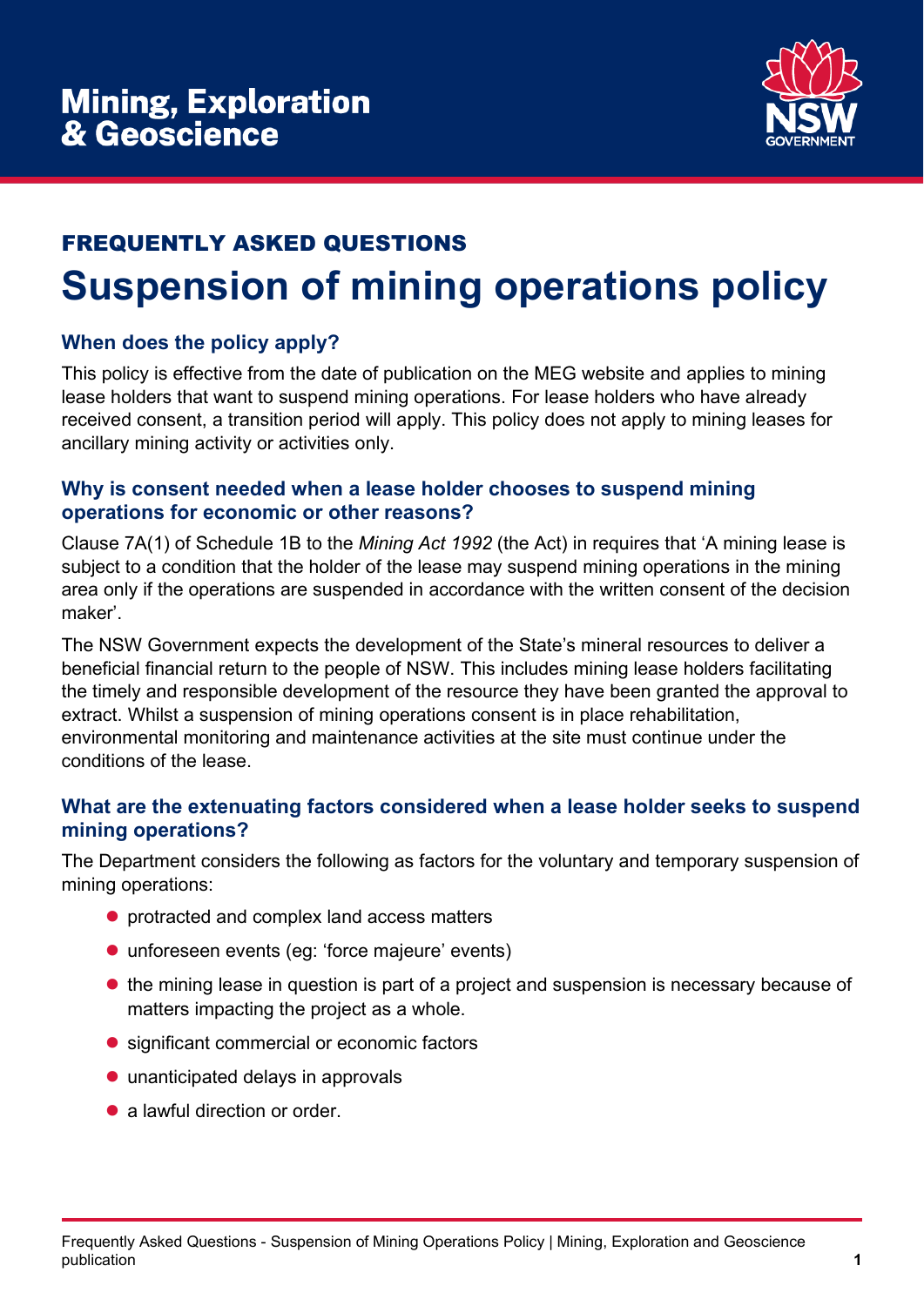Mining, Exploration & Geoscience

## FREQUENTLY ASKED QUESTIONS

# Suspension of mining operations policy

### When does the policy apply?

This policy is effective from the date of publication on the MEG website and applies to mining lease holders that want to suspend mining operations. For lease holders who have already received consent, a transition period will apply. This policy does not apply to mining leases for ancillary mining activity or activities only.

### Why is consent needed when a lease holder chooses to suspend mining operations for economic or other reasons?

Clause 7A(1) of Schedule 1B to the *Mining Act 1992* (the Act) in requires that 'A mining lease is subject to a condition that the holder of the lease may suspend mining operations in the mining area only if the operations are suspended in accordance with the written consent of the decision maker'.

The NSW Government expects the development of the State's mineral resources to deliver a beneficial financial return to the people of NSW. This includes mining lease holders facilitating the timely and responsible development of the resource they have been granted the approval to extract. Whilst a suspension of mining operations consent is in place rehabilitation, environmental monitoring and maintenance activities at the site must continue under the conditions of the lease.

### What are the extenuating factors considered when a lease holder seeks to suspend mining operations?

The Department considers the following as factors for the voluntary and temporary suspension of mining operations:

- protracted and complex land access matters
- unforeseen events (eg: 'force majeure' events)
- the mining lease in question is part of a project and suspension is necessary because of matters impacting the project as a whole.
- significant commercial or economic factors
- unanticipated delays in approvals
- a lawful direction or order.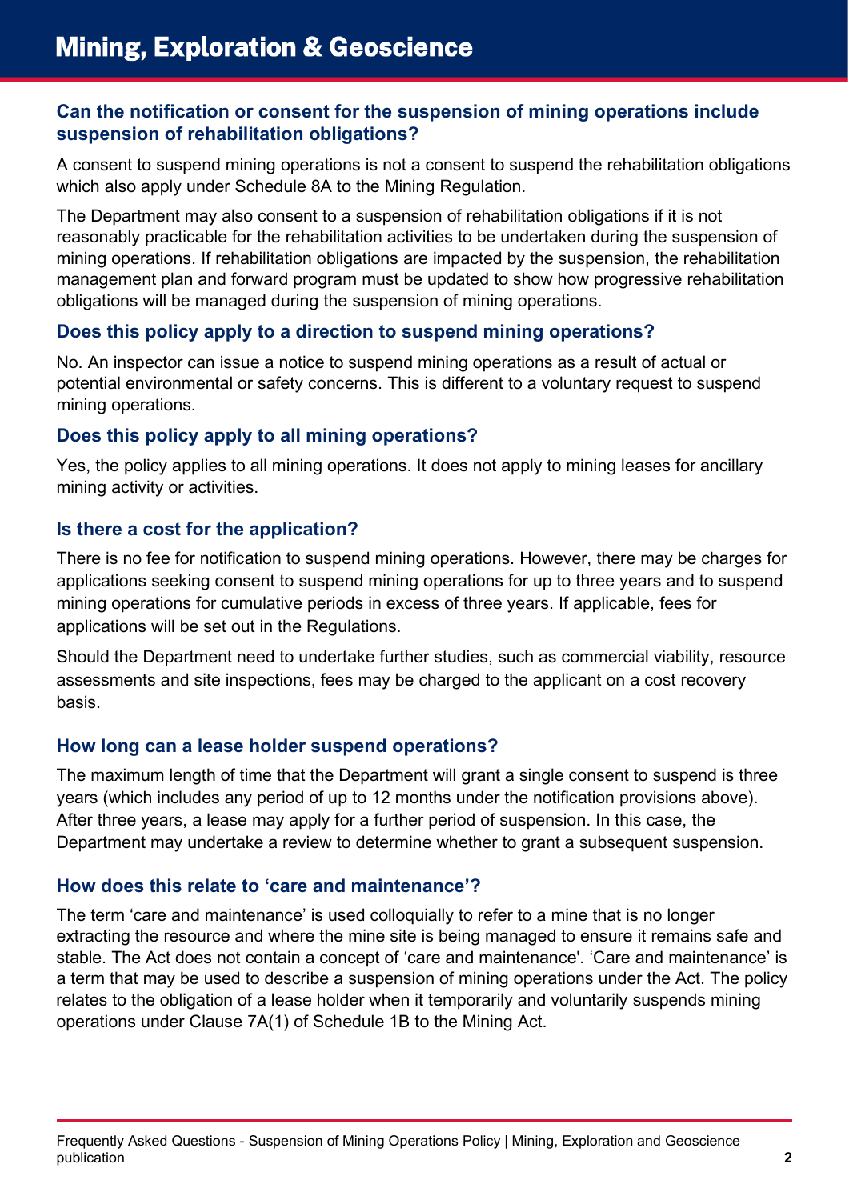### Can the notification or consent for the suspension of mining operations include suspension of rehabilitation obligations?

A consent to suspend mining operations is not a consent to suspend the rehabilitation obligations which also apply under Schedule 8A to the Mining Regulation.

The Department may also consent to a suspension of rehabilitation obligations if it is not reasonably practicable for the rehabilitation activities to be undertaken during the suspension of mining operations. If rehabilitation obligations are impacted by the suspension, the rehabilitation management plan and forward program must be updated to show how progressive rehabilitation obligations will be managed during the suspension of mining operations.

### Does this policy apply to a direction to suspend mining operations?

No. An inspector can issue a notice to suspend mining operations as a result of actual or potential environmental or safety concerns. This is different to a voluntary request to suspend mining operations.

### Does this policy apply to all mining operations?

Yes, the policy applies to all mining operations. It does not apply to mining leases for ancillary mining activity or activities.

### Is there a cost for the application?

There is no fee for notification to suspend mining operations. However, there may be charges for applications seeking consent to suspend mining operations for up to three years and to suspend mining operations for cumulative periods in excess of three years. If applicable, fees for applications will be set out in the Regulations.

Should the Department need to undertake further studies, such as commercial viability, resource assessments and site inspections, fees may be charged to the applicant on a cost recovery basis.

### How long can a lease holder suspend operations?

The maximum length of time that the Department will grant a single consent to suspend is three years (which includes any period of up to 12 months under the notification provisions above). After three years, a lease may apply for a further period of suspension. In this case, the Department may undertake a review to determine whether to grant a subsequent suspension.

### How does this relate to 'care and maintenance'?

The term 'care and maintenance' is used colloquially to refer to a mine that is no longer extracting the resource and where the mine site is being managed to ensure it remains safe and stable. The Act does not contain a concept of 'care and maintenance'. 'Care and maintenance' is a term that may be used to describe a suspension of mining operations under the Act. The policy relates to the obligation of a lease holder when it temporarily and voluntarily suspends mining operations under Clause 7A(1) of Schedule 1B to the Mining Act.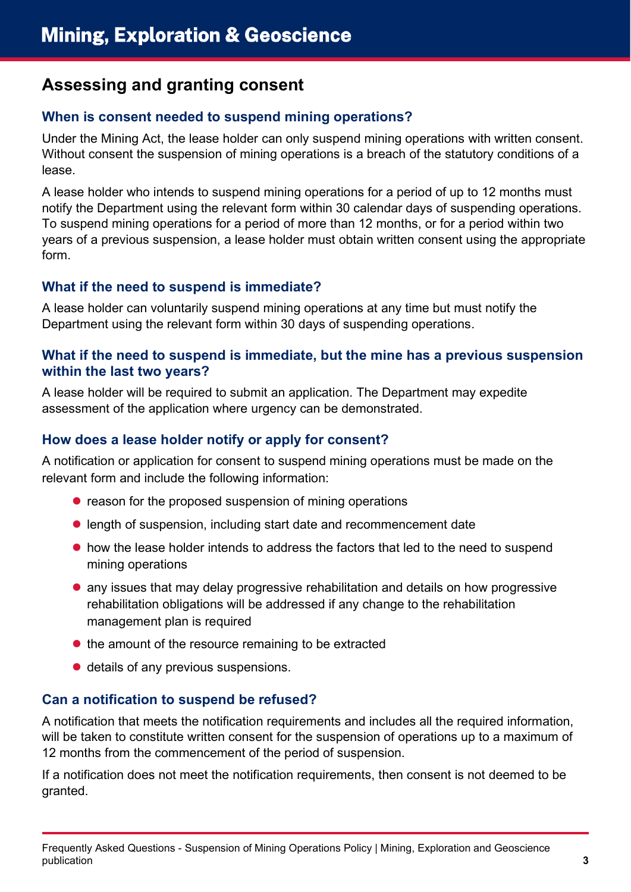## Assessing and granting consent

### When is consent needed to suspend mining operations?

Under the Mining Act, the lease holder can only suspend mining operations with written consent. Without consent the suspension of mining operations is a breach of the statutory conditions of a lease.

A lease holder who intends to suspend mining operations for a period of up to 12 months must notify the Department using the relevant form within 30 calendar days of suspending operations. To suspend mining operations for a period of more than 12 months, or for a period within two years of a previous suspension, a lease holder must obtain written consent using the appropriate form.

### What if the need to suspend is immediate?

A lease holder can voluntarily suspend mining operations at any time but must notify the Department using the relevant form within 30 days of suspending operations.

### What if the need to suspend is immediate, but the mine has a previous suspension within the last two years?

A lease holder will be required to submit an application. The Department may expedite assessment of the application where urgency can be demonstrated.

### How does a lease holder notify or apply for consent?

A notification or application for consent to suspend mining operations must be made on the relevant form and include the following information:

- reason for the proposed suspension of mining operations
- length of suspension, including start date and recommencement date
- how the lease holder intends to address the factors that led to the need to suspend mining operations
- any issues that may delay progressive rehabilitation and details on how progressive rehabilitation obligations will be addressed if any change to the rehabilitation management plan is required
- the amount of the resource remaining to be extracted
- details of any previous suspensions.

### Can a notification to suspend be refused?

A notification that meets the notification requirements and includes all the required information, will be taken to constitute written consent for the suspension of operations up to a maximum of 12 months from the commencement of the period of suspension.

If a notification does not meet the notification requirements, then consent is not deemed to be granted.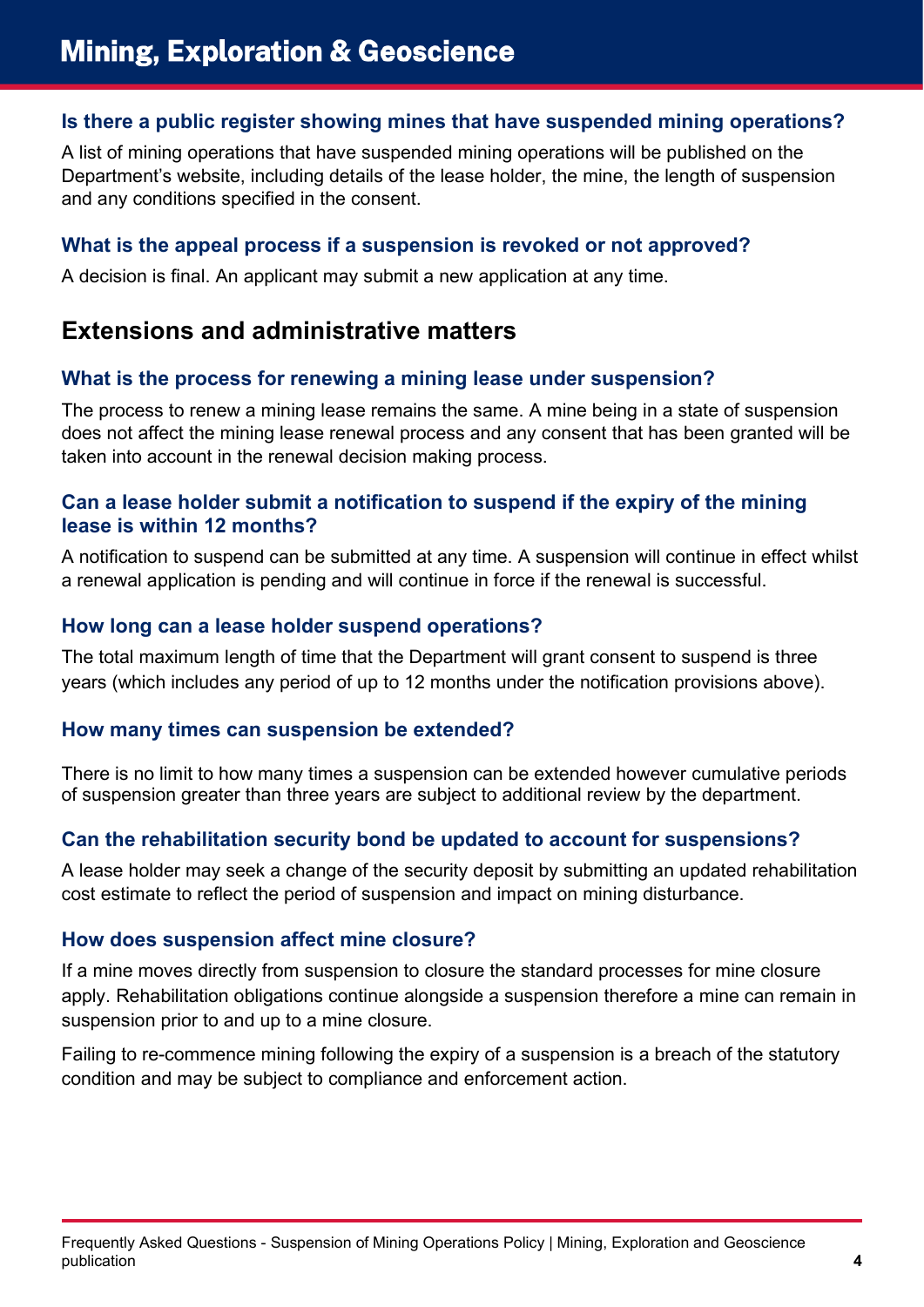### Is there a public register showing mines that have suspended mining operations?

A list of mining operations that have suspended mining operations will be published on the Department's website, including details of the lease holder, the mine, the length of suspension and any conditions specified in the consent.

### What is the appeal process if a suspension is revoked or not approved?

A decision is final. An applicant may submit a new application at any time.

## Extensions and administrative matters

### What is the process for renewing a mining lease under suspension?

The process to renew a mining lease remains the same. A mine being in a state of suspension does not affect the mining lease renewal process and any consent that has been granted will be taken into account in the renewal decision making process.

### Can a lease holder submit a notification to suspend if the expiry of the mining lease is within 12 months?

A notification to suspend can be submitted at any time. A suspension will continue in effect whilst a renewal application is pending and will continue in force if the renewal is successful.

### How long can a lease holder suspend operations?

The total maximum length of time that the Department will grant consent to suspend is three years (which includes any period of up to 12 months under the notification provisions above).

### How many times can suspension be extended?

There is no limit to how many times a suspension can be extended however cumulative periods of suspension greater than three years are subject to additional review by the department.

### Can the rehabilitation security bond be updated to account for suspensions?

A lease holder may seek a change of the security deposit by submitting an updated rehabilitation cost estimate to reflect the period of suspension and impact on mining disturbance.

### How does suspension affect mine closure?

If a mine moves directly from suspension to closure the standard processes for mine closure apply. Rehabilitation obligations continue alongside a suspension therefore a mine can remain in suspension prior to and up to a mine closure.

Failing to re-commence mining following the expiry of a suspension is a breach of the statutory condition and may be subject to compliance and enforcement action.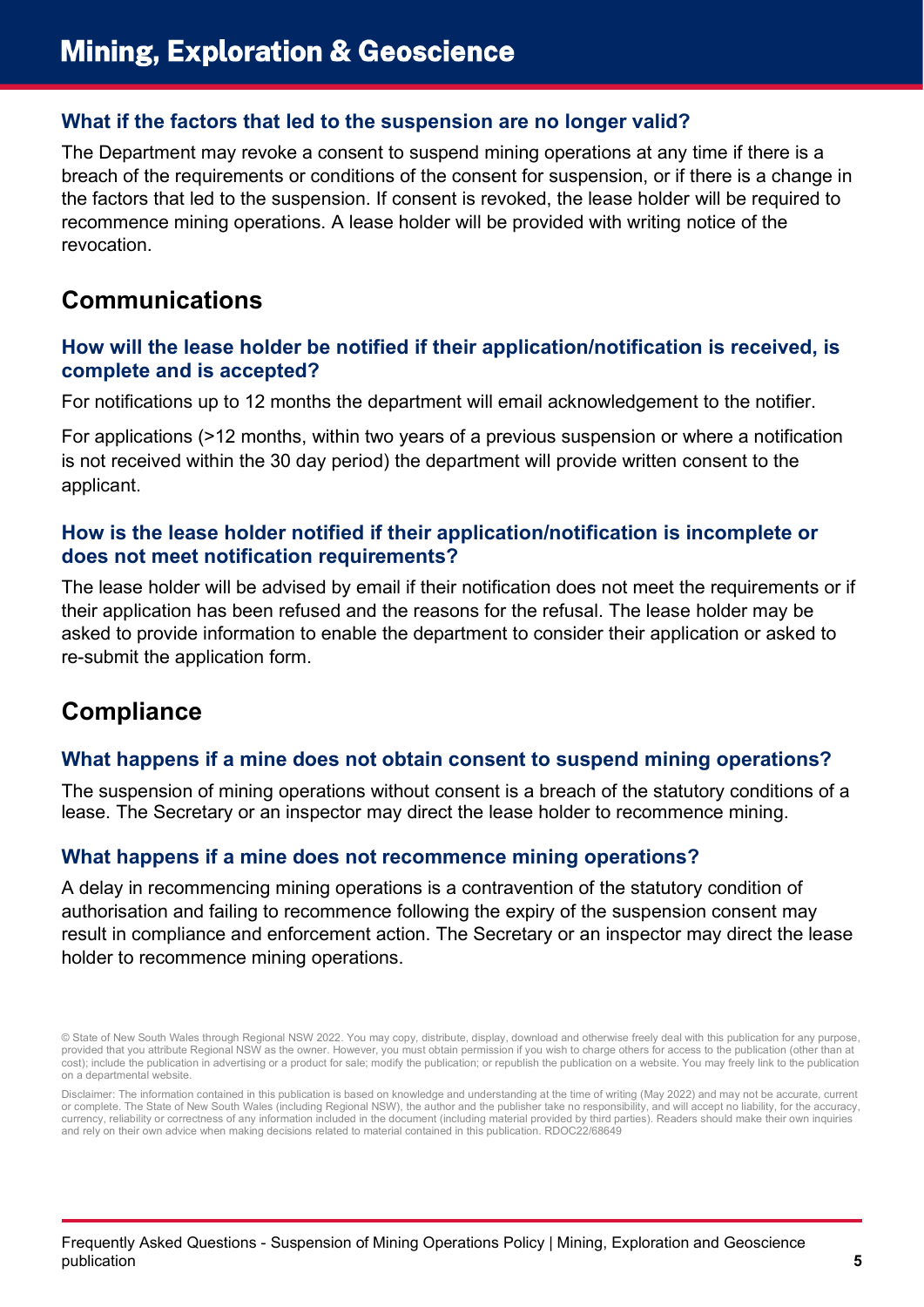### What if the factors that led to the suspension are no longer valid?

The Department may revoke a consent to suspend mining operations at any time if there is a breach of the requirements or conditions of the consent for suspension, or if there is a change in the factors that led to the suspension. If consent is revoked, the lease holder will be required to recommence mining operations. A lease holder will be provided with writing notice of the revocation.

## Communications

### How will the lease holder be notified if their application/notification is received, is complete and is accepted?

For notifications up to 12 months the department will email acknowledgement to the notifier.

For applications (>12 months, within two years of a previous suspension or where a notification is not received within the 30 day period) the department will provide written consent to the applicant.

### How is the lease holder notified if their application/notification is incomplete or does not meet notification requirements?

The lease holder will be advised by email if their notification does not meet the requirements or if their application has been refused and the reasons for the refusal. The lease holder may be asked to provide information to enable the department to consider their application or asked to re-submit the application form.

## Compliance

### What happens if a mine does not obtain consent to suspend mining operations?

The suspension of mining operations without consent is a breach of the statutory conditions of a lease. The Secretary or an inspector may direct the lease holder to recommence mining.

### What happens if a mine does not recommence mining operations?

A delay in recommencing mining operations is a contravention of the statutory condition of authorisation and failing to recommence following the expiry of the suspension consent may result in compliance and enforcement action. The Secretary or an inspector may direct the lease holder to recommence mining operations.

© State of New South Wales through Regional NSW 2022. You may copy, distribute, display, download and otherwise freely deal with this publication for any purpose, provided that you attribute Regional NSW as the owner. However, you must obtain permission if you wish to charge others for access to the publication (other than at cost); include the publication in advertising or a product for sale; modify the publication; or republish the publication on a website. You may freely link to the publication on a departmental website.

Disclaimer: The information contained in this publication is based on knowledge and understanding at the time of writing (May 2022) and may not be accurate, current or complete. The State of New South Wales (including Regional NSW), the author and the publisher take no responsibility, and will accept no liability, for the accuracy, currency, reliability or correctness of any information included in the document (including material provided by third parties). Readers should make their own inquiries and rely on their own advice when making decisions related to material contained in this publication. RDOC22/68649